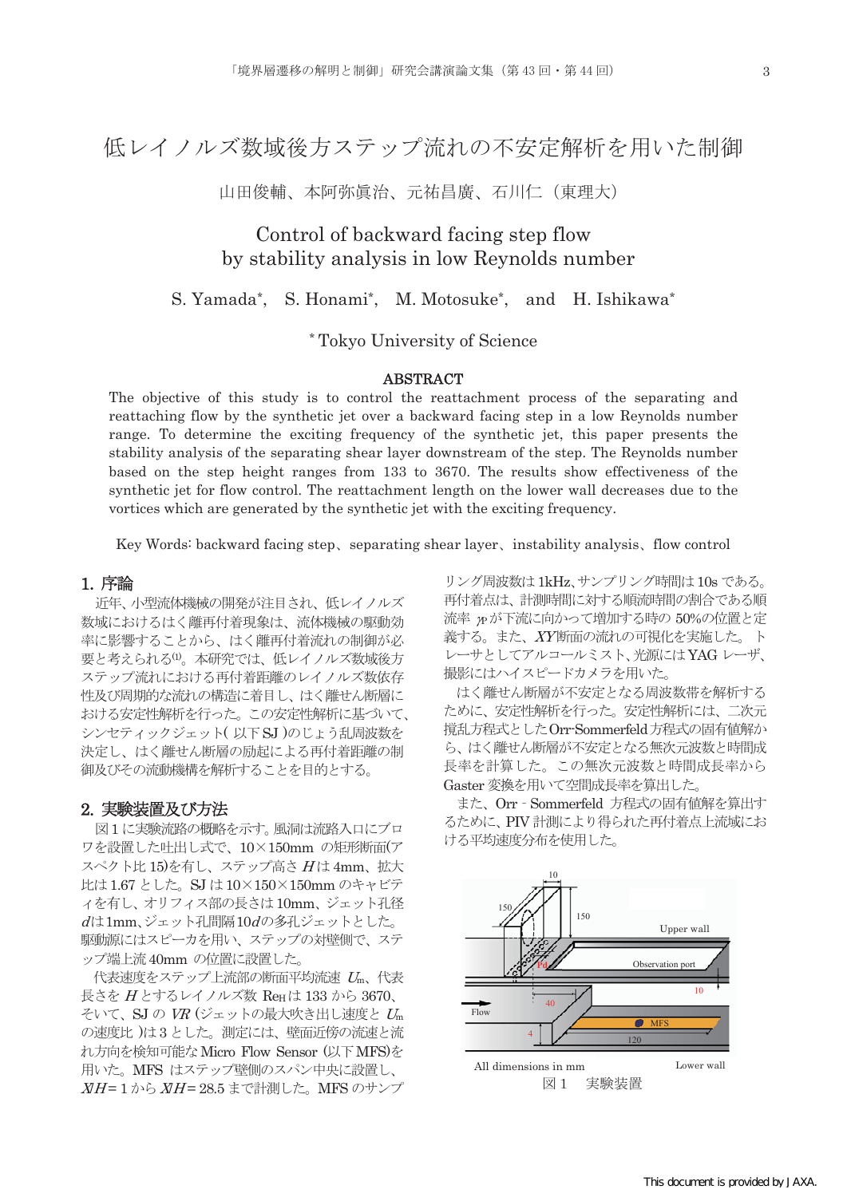// 低レイノルズ数域後方ステップ流れの不安定解析を用いた制御

# 低レイノルズ数域後方ステップ流れの不安定解析を用いた制御

山田俊輔、本阿弥眞治、元祐昌廣、石川仁（東理大）

# Control of backward facing step flow by stability analysis in low Reynolds number

S. Yamada*, S. Honami*, M. Motosuke*, and H. Ishikawa*

* Tokyo University of Science

## ABSTRACT

The objective of this study is to control the reattachment process of the separating and reattaching flow by the synthetic jet over a backward facing step in a low Reynolds number range. To determine the exciting frequency of the synthetic jet, this paper presents the stability analysis of the separating shear layer downstream of the step. The Reynolds number based on the step height ranges from 133 to 3670. The results show effectiveness of the synthetic jet for flow control. The reattachment length on the lower wall decreases due to the vortices which are generated by the synthetic jet with the exciting frequency.

Key Words: backward facing step、separating shear layer、instability analysis、flow control

## 1. 序論

近年、小型流体機械の開発が注目され、低レイノルズ数域におけるはく離再付着現象は、流体機械の駆動効率に影響することから、はく離再付着流れの制御が必要と考えられる[1]。本研究では、低レイノルズ数域後方ステップ流れにおける再付着距離のレイノルズ数依存性及び周期的な流れの構造に着目し、はく離せん断層における安定性解析を行った。この安定性解析に基づいて、シンセティックジェット( 以下 SJ )のじょう乱周波数を決定し、はく離せん断層の励起による再付着距離の制御及びその流動機構を解析することを目的とする。

## 2. 実験装置及び方法

図 1 に実験流路の概略を示す。風洞は流路入口にブロワを設置した吐出し式で、10×150mm の矩形断面(アスペクト比 15)を有し、ステップ高さ $H$ は 4mm、拡大比は 1.67 とした。SJ は 10×150×150mm のキャビティを有し、オリフィス部の長さは 10mm、ジェット孔径 $d$ は 1mm、ジェット孔間隔 $10d$ の多孔ジェットとした。駆動源にはスピーカを用い、ステップの対壁側で、ステップ端上流 40mm の位置に設置した。

代表速度をステップ上流部の断面平均流速 $U_m$、代表長さを $H$ とするレイノルズ数 $Re_H$ は 133 から 3670、そいて、SJ の $VR$ (ジェットの最大吹き出し速度と $U_m$ の速度比 )は 3 とした。測定には、壁面近傍の流速と流れ方向を検知可能な Micro Flow Sensor (以下 MFS)を用いた。MFS はステップ壁側のスパン中央に設置し、$X/H$ = 1 から $X/H$ = 28.5 まで計測した。MFS のサンプリング周波数は 1kHz、サンプリング時間は 10s である。再付着点は、計測時間に対する順流時間の割合である順流率 $\gamma_P$ が下流に向かって増加する時の 50%の位置と定義する。また、$XY$ 断面の流れの可視化を実施した。トレーサとしてアルコールミスト、光源には YAG レーザ、撮影にはハイスピードカメラを用いた。

はく離せん断層が不安定となる周波数帯を解析するために、安定性解析を行った。安定性解析には、二次元撹乱方程式とした Orr-Sommerfeld 方程式の固有値解から、はく離せん断層が不安定となる無次元波数と時間成長率を計算した。この無次元波数と時間成長率から Gaster 変換を用いて空間成長率を算出した。

また、Orr - Sommerfeld 方程式の固有値解を算出するために、PIV 計測により得られた再付着点上流域における平均速度分布を使用した。

All dimensions in mm

図 1　実験装置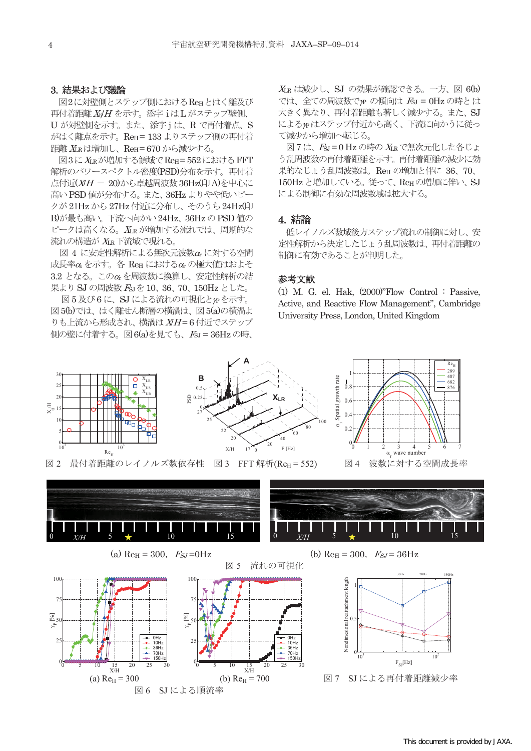## 3. 結果および議論

図2に対壁側とステップ側における$Re_H$とはく離及び再付着距離$X_{ij}/H$を示す。添字 i は L がステップ壁側、U が対壁側を示す。また、添字 j は、R で再付着点、S がはく離点を示す。$Re_H$ = 133 よりステップ側の再付着距離$X_{LR}$は増加し、$Re_H$ = 670 から減少する。

図3に$X_{LR}$が増加する領域で$Re_H$ = 552 における FFT 解析のパワースペクトル密度(PSD)分布を示す。再付着点付近($X/H$ = 20)から卓越周波数 36Hz(印 A)を中心に高い PSD 値が分布する。また、36Hz よりやや低いピークが 21Hz から 27Hz 付近に分布し、そのうち 24Hz(印 B)が最も高い。下流へ向かい 24Hz、36Hz の PSD 値のピークは高くなる。$X_{LR}$ が増加する流れでは、周期的な流れの構造が $X_{LR}$ 下流域で現れる。

図 4 に安定性解析による無次元波数$\alpha_r$ に対する空間成長率$\alpha_i$ を示す。各 $Re_H$ における$\alpha_r$ の極大値はおよそ 3.2 となる。この$\alpha_r$ を周波数に換算し、安定性解析の結果より SJ の周波数 $F_{SJ}$ を 10、36、70、150Hz とした。

図 5 及び 6 に、SJ による流れの可視化と$\gamma_P$ を示す。図 5(b)では、はく離せん断層の横渦は、図 5(a)の横渦よりも上流から形成され、横渦は $X/H$ = 6 付近でステップ側の壁に付着する。図 6(a)を見ても、$F_{SJ}$ = 36Hz の時、$X_{LR}$ は減少し、SJ の効果が確認できる。一方、図 6(b)では、全ての周波数で$\gamma_P$ の傾向は $F_{SJ}$ = 0Hz の時とは大きく異なり、再付着距離も著しく減少する。また、SJ による$\gamma_P$ はステップ付近から高く、下流に向かうに従って減少から増加へ転じる。

図 7 は、$F_{SJ}$ = 0 Hz の時の $X_{LR}$ で無次元化した各じょう乱周波数の再付着距離を示す。再付着距離の減少に効果的なじょう乱周波数は，$Re_H$ の増加と伴に 36、70、150Hz と増加している。従って、$Re_H$ の増加に伴い、SJ による制御に有効な周波数域は拡大する。

## 4. 結論

低レイノルズ数域後方ステップ流れの制御に対し、安定性解析から決定したじょう乱周波数は、再付着距離の制御に有効であることが判明した。

## 参考文献

(1) M. G. el. Hak, (2000)"Flow Control ： Passive, Active, and Reactive Flow Management", Cambridge University Press, London, United Kingdom

30
25
20
15
10
5
0
$X_{ij}/H$
$10^2$
$10^3$
$Re_H$
$X_{LR}$
$X_{US}$
$X_{UR}$

図 2　最付着距離のレイノルズ数依存性

A
B
PSD
0.5
0.25
0
27
25
22
20
17
X/H
$X_{LR}$
0
20
40
60
80
100
F [Hz]

図 3　FFT 解析($Re_H$ = 552)

$Re_H$
289
487
682
876
$\alpha_i$ Spatial growth rate
1
0.8
0.6
0.4
0.2
0
0
1
2
3
4
5
6
7
$\alpha_r$ wave number

図 4　波数に対する空間成長率

0
X/H
5
10
15

(a) $Re_H$ = 300, $F_{SJ}$ =0Hz

0
X/H
5
10
15

(b) $Re_H$ = 300, $F_{SJ}$ = 36Hz

図 5　流れの可視化

$\gamma_P$ [%]
100
75
50
25
0
0
5
10
15
20
25
30
X/H
0Hz
10Hz
36Hz
70Hz
150Hz

(a) $Re_H$ = 300

$\gamma_P$ [%]
100
75
50
25
0
0
5
10
15
20
25
30
X/H
0Hz
10Hz
36Hz
70Hz
150Hz

(b) $Re_H$ = 700

図 6　SJ による順流率

36Hz
70Hz
150Hz
Nondimensional reattachment length
1
0.5
0
$10^1$
$10^2$
$F_{SJ}$[Hz]

図 7　SJ による再付着距離減少率